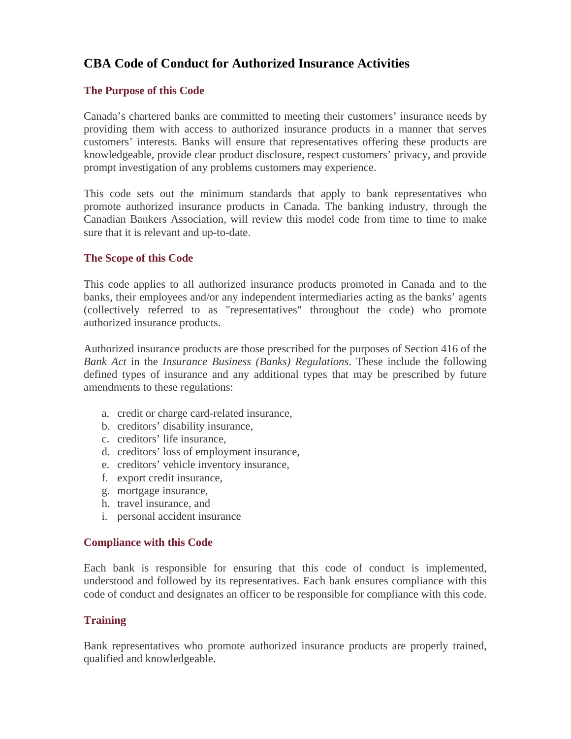# CBA Code of Conduct for Authorized Insurance Activities

## The Purpose of this Code

Canada's chartered banks are committed to meeting their customers' insurance needs by providing them with access to authorized insurance products in a manner that serves customers' interests. Banks will ensure that representatives offering these products are knowledgeable, provide clear product disclosure, respect customers' privacy, and provide prompt investigation of any problems customers may experience.

This code sets out the minimum standards that apply to bank representatives who promote authorized insurance products in Canada. The banking industry, through the Canadian Bankers Association, will review this model code from time to time to make sure that it is relevant and up-to-date.

## The Scope of this Code

This code applies to all authorized insurance products promoted in Canada and to the banks, their employees and/or any independent intermediaries acting as the banks' agents (collectively referred to as "representatives" throughout the code) who promote authorized insurance products.

Authorized insurance products are those prescribed for the purposes of Section 416 of the *Bank Act* in the *Insurance Business (Banks) Regulations*. These include the following defined types of insurance and any additional types that may be prescribed by future amendments to these regulations:

a. credit or charge card-related insurance,
b. creditors' disability insurance,
c. creditors' life insurance,
d. creditors' loss of employment insurance,
e. creditors' vehicle inventory insurance,
f. export credit insurance,
g. mortgage insurance,
h. travel insurance, and
i. personal accident insurance

## Compliance with this Code

Each bank is responsible for ensuring that this code of conduct is implemented, understood and followed by its representatives. Each bank ensures compliance with this code of conduct and designates an officer to be responsible for compliance with this code.

## Training

Bank representatives who promote authorized insurance products are properly trained, qualified and knowledgeable.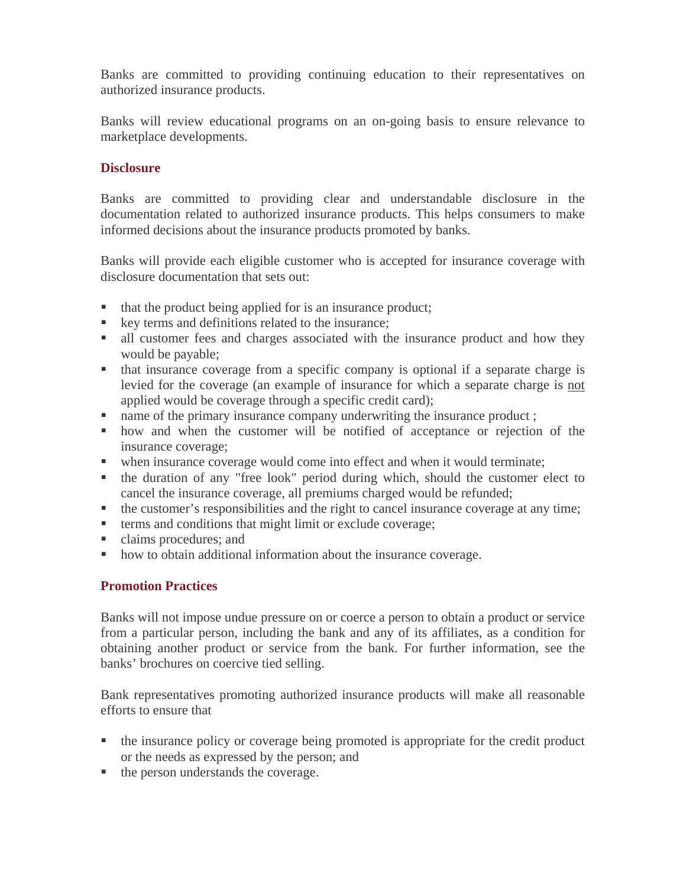Banks are committed to providing continuing education to their representatives on authorized insurance products.

Banks will review educational programs on an on-going basis to ensure relevance to marketplace developments.

## Disclosure

Banks are committed to providing clear and understandable disclosure in the documentation related to authorized insurance products. This helps consumers to make informed decisions about the insurance products promoted by banks.

Banks will provide each eligible customer who is accepted for insurance coverage with disclosure documentation that sets out:

- that the product being applied for is an insurance product;
- key terms and definitions related to the insurance;
- all customer fees and charges associated with the insurance product and how they would be payable;
- that insurance coverage from a specific company is optional if a separate charge is levied for the coverage (an example of insurance for which a separate charge is <u>not</u> applied would be coverage through a specific credit card);
- name of the primary insurance company underwriting the insurance product ;
- how and when the customer will be notified of acceptance or rejection of the insurance coverage;
- when insurance coverage would come into effect and when it would terminate;
- the duration of any "free look" period during which, should the customer elect to cancel the insurance coverage, all premiums charged would be refunded;
- the customer's responsibilities and the right to cancel insurance coverage at any time;
- terms and conditions that might limit or exclude coverage;
- claims procedures; and
- how to obtain additional information about the insurance coverage.

## Promotion Practices

Banks will not impose undue pressure on or coerce a person to obtain a product or service from a particular person, including the bank and any of its affiliates, as a condition for obtaining another product or service from the bank. For further information, see the banks' brochures on coercive tied selling.

Bank representatives promoting authorized insurance products will make all reasonable efforts to ensure that

- the insurance policy or coverage being promoted is appropriate for the credit product or the needs as expressed by the person; and
- the person understands the coverage.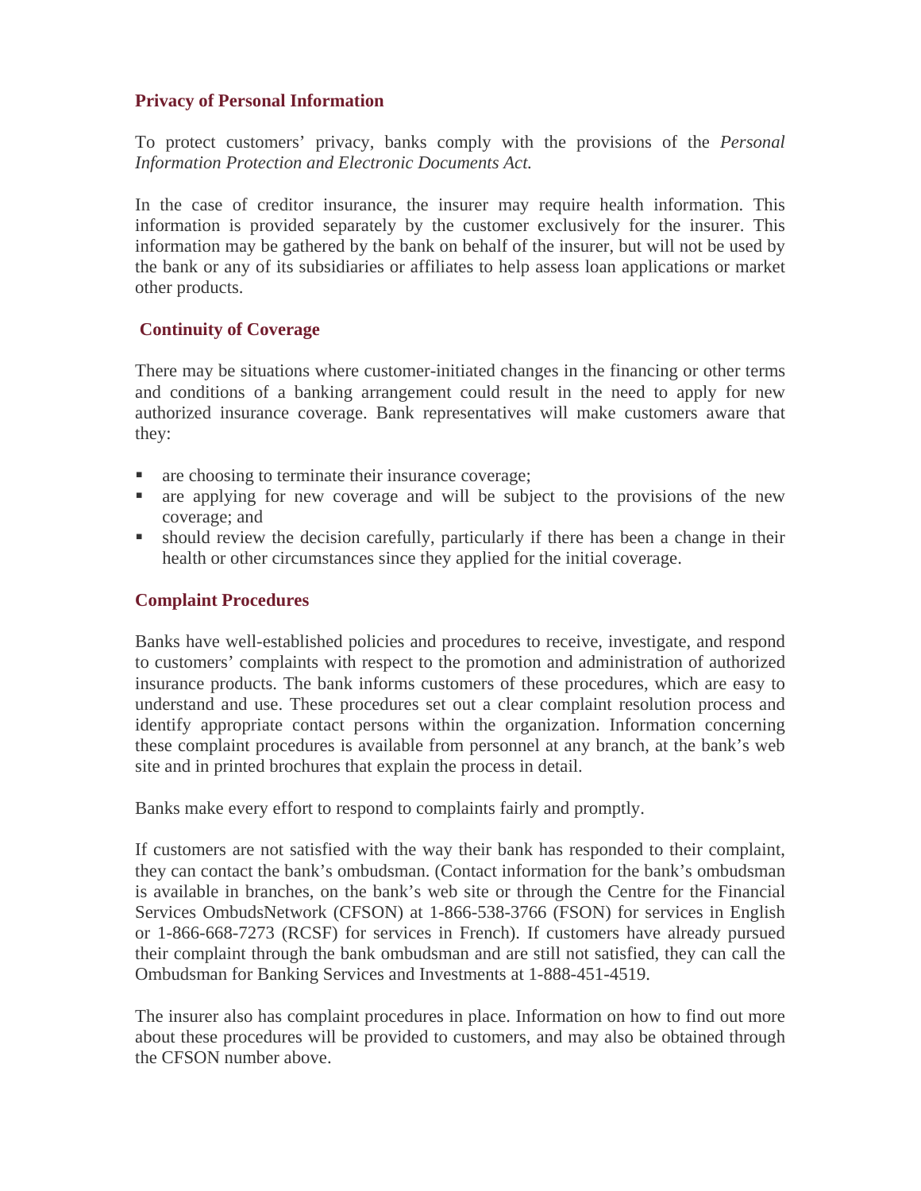## Privacy of Personal Information

To protect customers' privacy, banks comply with the provisions of the *Personal Information Protection and Electronic Documents Act.*

In the case of creditor insurance, the insurer may require health information. This information is provided separately by the customer exclusively for the insurer. This information may be gathered by the bank on behalf of the insurer, but will not be used by the bank or any of its subsidiaries or affiliates to help assess loan applications or market other products.

## Continuity of Coverage

There may be situations where customer-initiated changes in the financing or other terms and conditions of a banking arrangement could result in the need to apply for new authorized insurance coverage. Bank representatives will make customers aware that they:

- are choosing to terminate their insurance coverage;
- are applying for new coverage and will be subject to the provisions of the new coverage; and
- should review the decision carefully, particularly if there has been a change in their health or other circumstances since they applied for the initial coverage.

## Complaint Procedures

Banks have well-established policies and procedures to receive, investigate, and respond to customers' complaints with respect to the promotion and administration of authorized insurance products. The bank informs customers of these procedures, which are easy to understand and use. These procedures set out a clear complaint resolution process and identify appropriate contact persons within the organization. Information concerning these complaint procedures is available from personnel at any branch, at the bank's web site and in printed brochures that explain the process in detail.

Banks make every effort to respond to complaints fairly and promptly.

If customers are not satisfied with the way their bank has responded to their complaint, they can contact the bank's ombudsman. (Contact information for the bank's ombudsman is available in branches, on the bank's web site or through the Centre for the Financial Services OmbudsNetwork (CFSON) at 1-866-538-3766 (FSON) for services in English or 1-866-668-7273 (RCSF) for services in French). If customers have already pursued their complaint through the bank ombudsman and are still not satisfied, they can call the Ombudsman for Banking Services and Investments at 1-888-451-4519.

The insurer also has complaint procedures in place. Information on how to find out more about these procedures will be provided to customers, and may also be obtained through the CFSON number above.